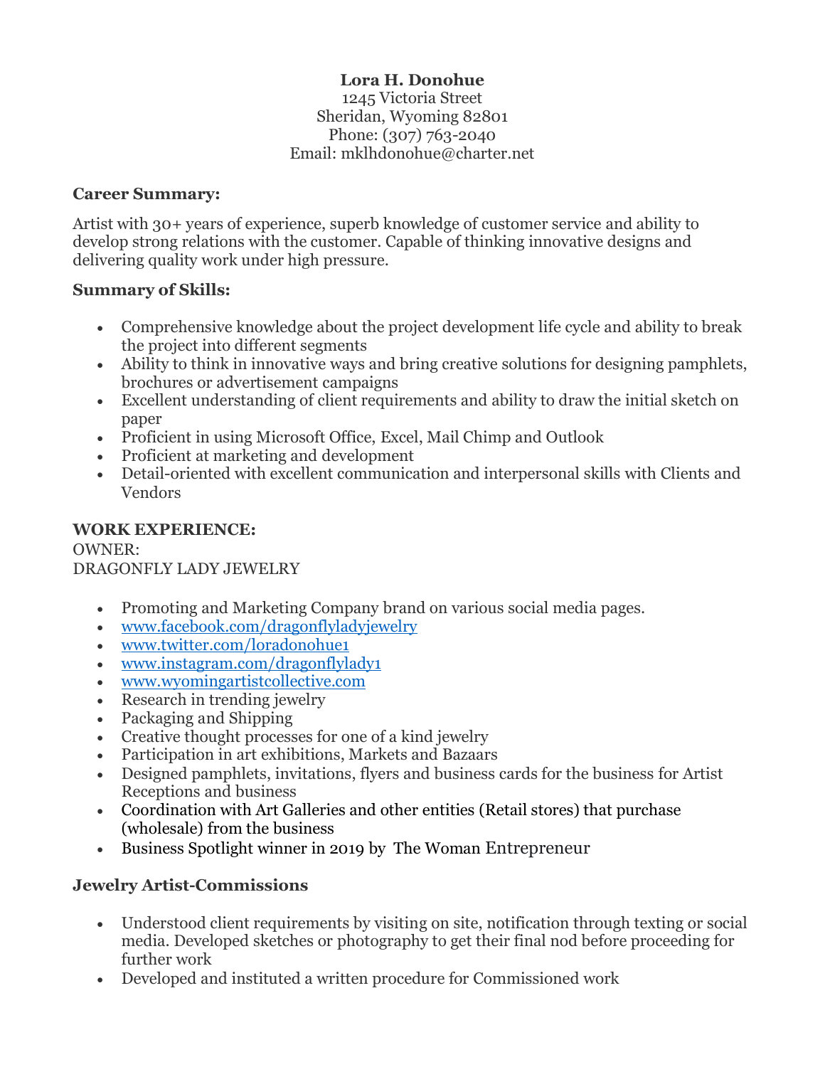**Lora H. Donohue**
1245 Victoria Street
Sheridan, Wyoming 82801
Phone: (307) 763-2040
Email: mklhdonohue@charter.net

**Career Summary:**

Artist with 30+ years of experience, superb knowledge of customer service and ability to develop strong relations with the customer. Capable of thinking innovative designs and delivering quality work under high pressure.

**Summary of Skills:**

- Comprehensive knowledge about the project development life cycle and ability to break the project into different segments
- Ability to think in innovative ways and bring creative solutions for designing pamphlets, brochures or advertisement campaigns
- Excellent understanding of client requirements and ability to draw the initial sketch on paper
- Proficient in using Microsoft Office, Excel, Mail Chimp and Outlook
- Proficient at marketing and development
- Detail-oriented with excellent communication and interpersonal skills with Clients and Vendors

**WORK EXPERIENCE:**
OWNER:
DRAGONFLY LADY JEWELRY

- Promoting and Marketing Company brand on various social media pages.
- www.facebook.com/dragonflyladyjewelry
- www.twitter.com/loradonohue1
- www.instagram.com/dragonflylady1
- www.wyomingartistcollective.com
- Research in trending jewelry
- Packaging and Shipping
- Creative thought processes for one of a kind jewelry
- Participation in art exhibitions, Markets and Bazaars
- Designed pamphlets, invitations, flyers and business cards for the business for Artist Receptions and business
- Coordination with Art Galleries and other entities (Retail stores) that purchase (wholesale) from the business
- Business Spotlight winner in 2019 by The Woman Entrepreneur

**Jewelry Artist-Commissions**

- Understood client requirements by visiting on site, notification through texting or social media. Developed sketches or photography to get their final nod before proceeding for further work
- Developed and instituted a written procedure for Commissioned work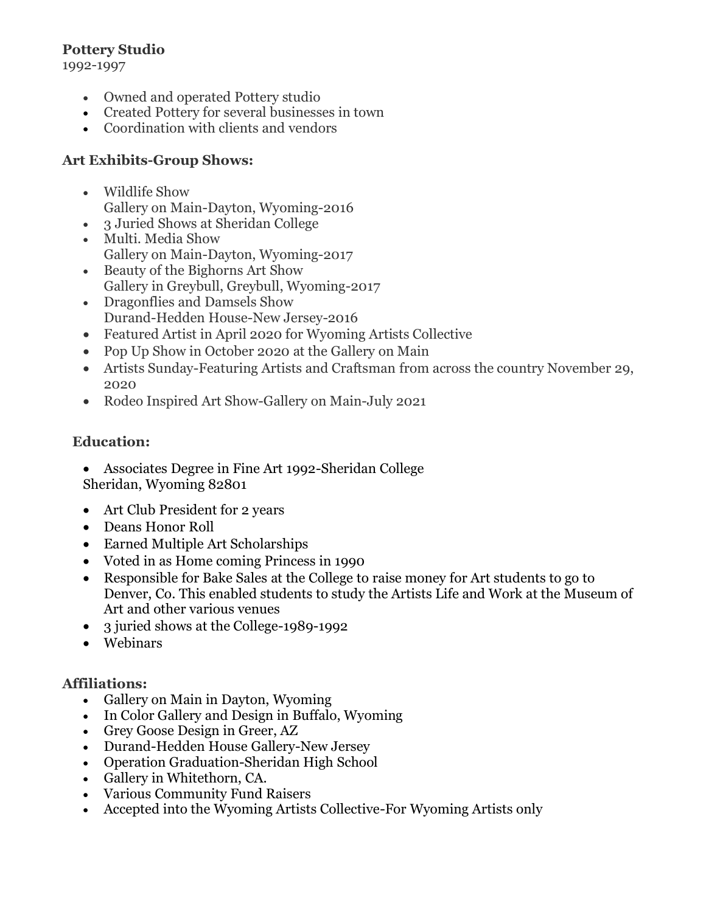**Pottery Studio**
1992-1997

- Owned and operated Pottery studio
- Created Pottery for several businesses in town
- Coordination with clients and vendors

**Art Exhibits-Group Shows:**

- Wildlife Show
  Gallery on Main-Dayton, Wyoming-2016
- 3 Juried Shows at Sheridan College
- Multi. Media Show
  Gallery on Main-Dayton, Wyoming-2017
- Beauty of the Bighorns Art Show
  Gallery in Greybull, Greybull, Wyoming-2017
- Dragonflies and Damsels Show
  Durand-Hedden House-New Jersey-2016
- Featured Artist in April 2020 for Wyoming Artists Collective
- Pop Up Show in October 2020 at the Gallery on Main
- Artists Sunday-Featuring Artists and Craftsman from across the country November 29, 2020
- Rodeo Inspired Art Show-Gallery on Main-July 2021

**Education:**

- Associates Degree in Fine Art 1992-Sheridan College
  Sheridan, Wyoming 82801

- Art Club President for 2 years
- Deans Honor Roll
- Earned Multiple Art Scholarships
- Voted in as Home coming Princess in 1990
- Responsible for Bake Sales at the College to raise money for Art students to go to Denver, Co. This enabled students to study the Artists Life and Work at the Museum of Art and other various venues
- 3 juried shows at the College-1989-1992
- Webinars

**Affiliations:**

- Gallery on Main in Dayton, Wyoming
- In Color Gallery and Design in Buffalo, Wyoming
- Grey Goose Design in Greer, AZ
- Durand-Hedden House Gallery-New Jersey
- Operation Graduation-Sheridan High School
- Gallery in Whitethorn, CA.
- Various Community Fund Raisers
- Accepted into the Wyoming Artists Collective-For Wyoming Artists only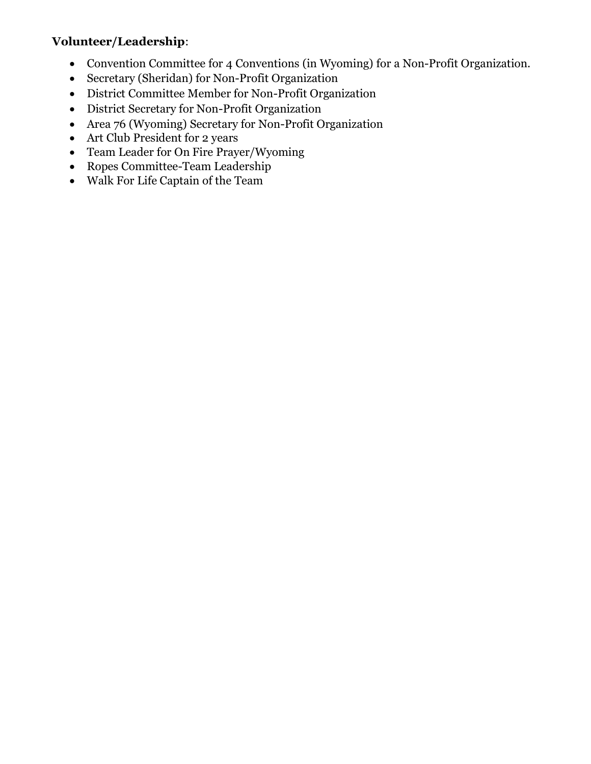**Volunteer/Leadership**:

- Convention Committee for 4 Conventions (in Wyoming) for a Non-Profit Organization.
- Secretary (Sheridan) for Non-Profit Organization
- District Committee Member for Non-Profit Organization
- District Secretary for Non-Profit Organization
- Area 76 (Wyoming) Secretary for Non-Profit Organization
- Art Club President for 2 years
- Team Leader for On Fire Prayer/Wyoming
- Ropes Committee-Team Leadership
- Walk For Life Captain of the Team